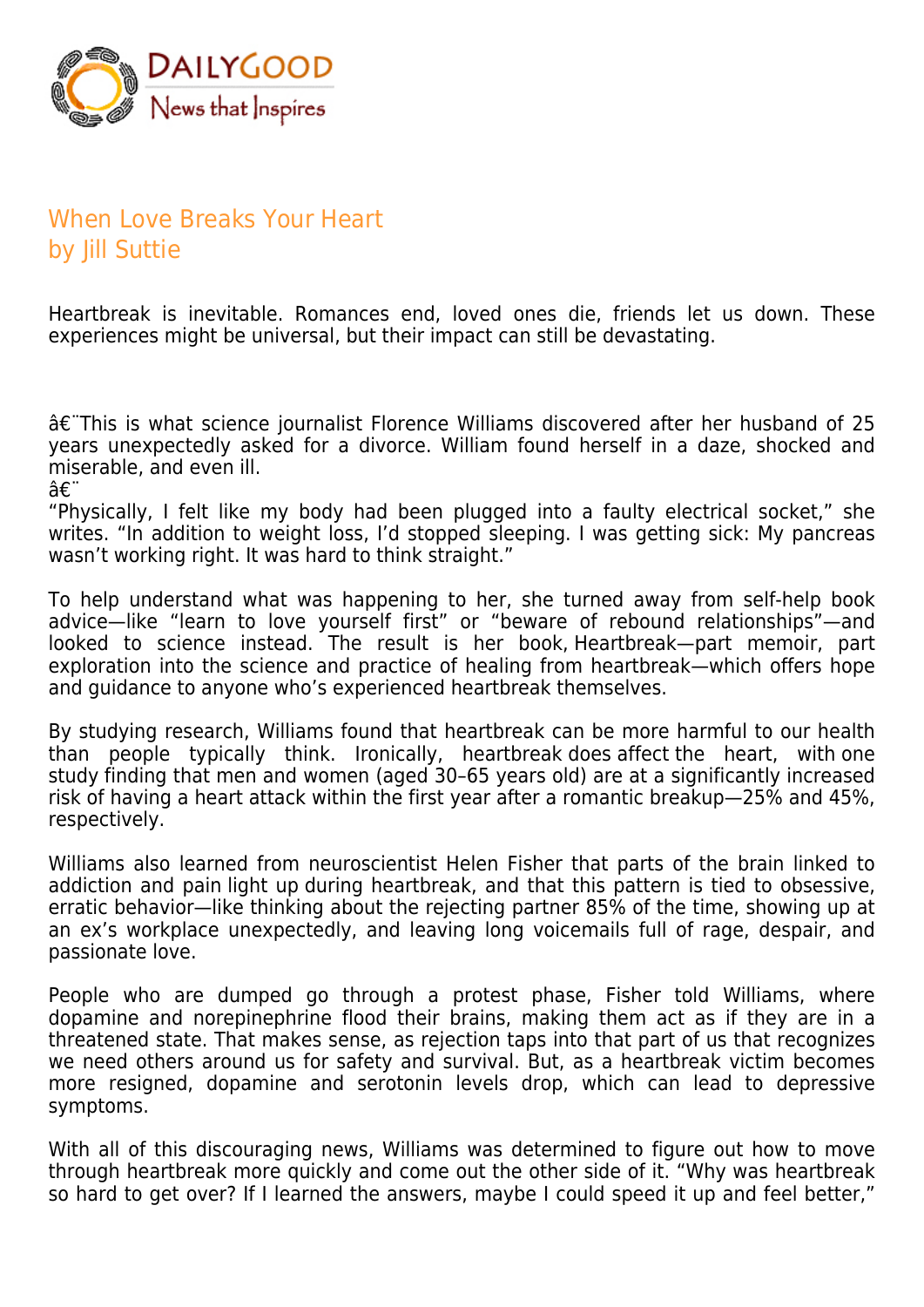# When Love Breaks Your Heart

by Jill Suttie

Heartbreak is inevitable. Romances end, loved ones die, friends let us down. These experiences might be universal, but their impact can still be devastating.

â€¨This is what science journalist Florence Williams discovered after her husband of 25 years unexpectedly asked for a divorce. William found herself in a daze, shocked and miserable, and even ill.
â€¨
"Physically, I felt like my body had been plugged into a faulty electrical socket," she writes. "In addition to weight loss, I'd stopped sleeping. I was getting sick: My pancreas wasn't working right. It was hard to think straight."

To help understand what was happening to her, she turned away from self-help book advice—like "learn to love yourself first" or "beware of rebound relationships"—and looked to science instead. The result is her book, Heartbreak—part memoir, part exploration into the science and practice of healing from heartbreak—which offers hope and guidance to anyone who's experienced heartbreak themselves.

By studying research, Williams found that heartbreak can be more harmful to our health than people typically think. Ironically, heartbreak does affect the heart, with one study finding that men and women (aged 30–65 years old) are at a significantly increased risk of having a heart attack within the first year after a romantic breakup—25% and 45%, respectively.

Williams also learned from neuroscientist Helen Fisher that parts of the brain linked to addiction and pain light up during heartbreak, and that this pattern is tied to obsessive, erratic behavior—like thinking about the rejecting partner 85% of the time, showing up at an ex's workplace unexpectedly, and leaving long voicemails full of rage, despair, and passionate love.

People who are dumped go through a protest phase, Fisher told Williams, where dopamine and norepinephrine flood their brains, making them act as if they are in a threatened state. That makes sense, as rejection taps into that part of us that recognizes we need others around us for safety and survival. But, as a heartbreak victim becomes more resigned, dopamine and serotonin levels drop, which can lead to depressive symptoms.

With all of this discouraging news, Williams was determined to figure out how to move through heartbreak more quickly and come out the other side of it. "Why was heartbreak so hard to get over? If I learned the answers, maybe I could speed it up and feel better,"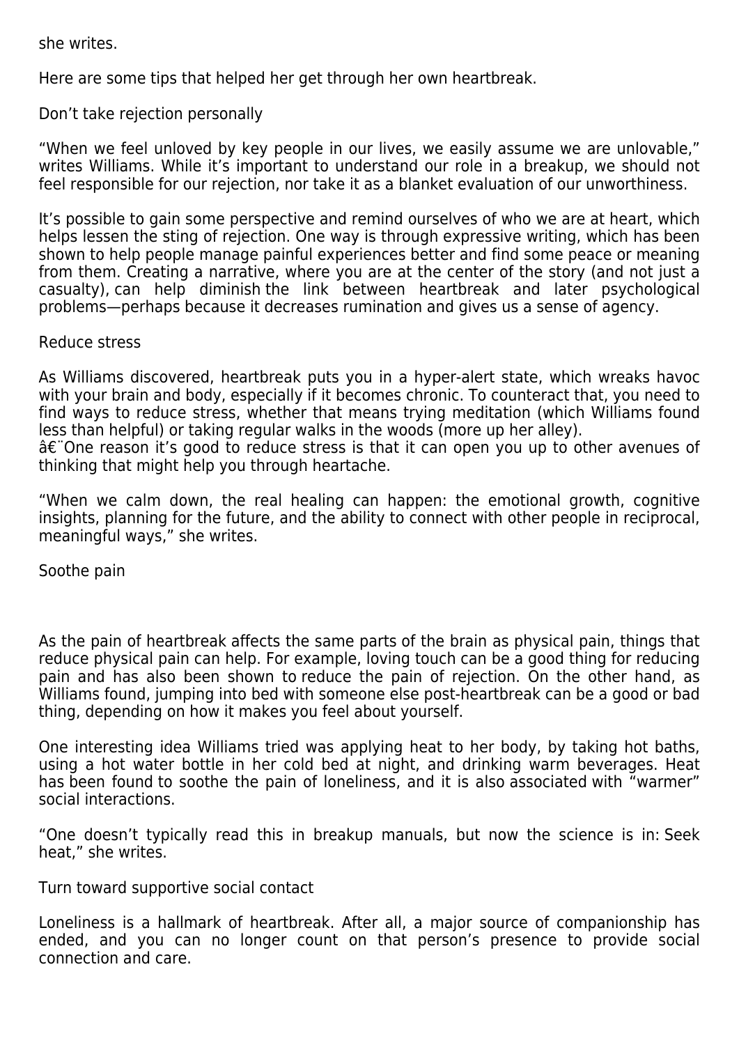she writes.

Here are some tips that helped her get through her own heartbreak.

## Don't take rejection personally

"When we feel unloved by key people in our lives, we easily assume we are unlovable," writes Williams. While it's important to understand our role in a breakup, we should not feel responsible for our rejection, nor take it as a blanket evaluation of our unworthiness.

It's possible to gain some perspective and remind ourselves of who we are at heart, which helps lessen the sting of rejection. One way is through expressive writing, which has been shown to help people manage painful experiences better and find some peace or meaning from them. Creating a narrative, where you are at the center of the story (and not just a casualty), can help diminish the link between heartbreak and later psychological problems—perhaps because it decreases rumination and gives us a sense of agency.

## Reduce stress

As Williams discovered, heartbreak puts you in a hyper-alert state, which wreaks havoc with your brain and body, especially if it becomes chronic. To counteract that, you need to find ways to reduce stress, whether that means trying meditation (which Williams found less than helpful) or taking regular walks in the woods (more up her alley).
â€¨One reason it's good to reduce stress is that it can open you up to other avenues of thinking that might help you through heartache.

"When we calm down, the real healing can happen: the emotional growth, cognitive insights, planning for the future, and the ability to connect with other people in reciprocal, meaningful ways," she writes.

## Soothe pain

As the pain of heartbreak affects the same parts of the brain as physical pain, things that reduce physical pain can help. For example, loving touch can be a good thing for reducing pain and has also been shown to reduce the pain of rejection. On the other hand, as Williams found, jumping into bed with someone else post-heartbreak can be a good or bad thing, depending on how it makes you feel about yourself.

One interesting idea Williams tried was applying heat to her body, by taking hot baths, using a hot water bottle in her cold bed at night, and drinking warm beverages. Heat has been found to soothe the pain of loneliness, and it is also associated with "warmer" social interactions.

"One doesn't typically read this in breakup manuals, but now the science is in: Seek heat," she writes.

## Turn toward supportive social contact

Loneliness is a hallmark of heartbreak. After all, a major source of companionship has ended, and you can no longer count on that person's presence to provide social connection and care.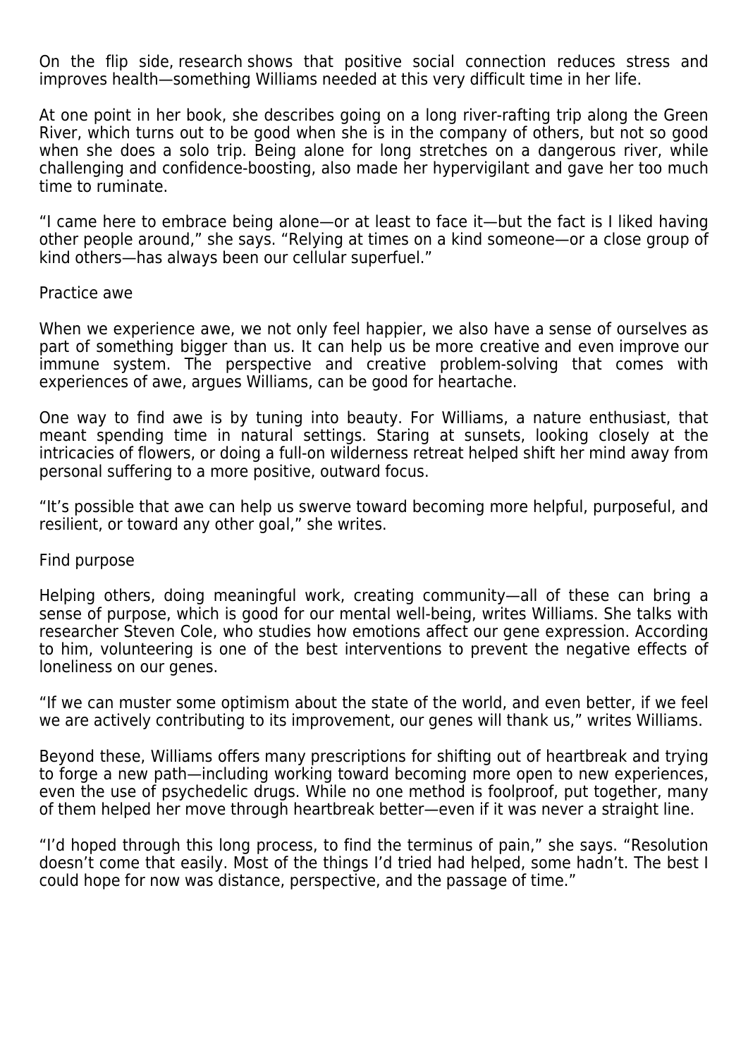On the flip side, research shows that positive social connection reduces stress and improves health—something Williams needed at this very difficult time in her life.

At one point in her book, she describes going on a long river-rafting trip along the Green River, which turns out to be good when she is in the company of others, but not so good when she does a solo trip. Being alone for long stretches on a dangerous river, while challenging and confidence-boosting, also made her hypervigilant and gave her too much time to ruminate.

“I came here to embrace being alone—or at least to face it—but the fact is I liked having other people around,” she says. “Relying at times on a kind someone—or a close group of kind others—has always been our cellular superfuel.”

## Practice awe

When we experience awe, we not only feel happier, we also have a sense of ourselves as part of something bigger than us. It can help us be more creative and even improve our immune system. The perspective and creative problem-solving that comes with experiences of awe, argues Williams, can be good for heartache.

One way to find awe is by tuning into beauty. For Williams, a nature enthusiast, that meant spending time in natural settings. Staring at sunsets, looking closely at the intricacies of flowers, or doing a full-on wilderness retreat helped shift her mind away from personal suffering to a more positive, outward focus.

“It’s possible that awe can help us swerve toward becoming more helpful, purposeful, and resilient, or toward any other goal,” she writes.

## Find purpose

Helping others, doing meaningful work, creating community—all of these can bring a sense of purpose, which is good for our mental well-being, writes Williams. She talks with researcher Steven Cole, who studies how emotions affect our gene expression. According to him, volunteering is one of the best interventions to prevent the negative effects of loneliness on our genes.

“If we can muster some optimism about the state of the world, and even better, if we feel we are actively contributing to its improvement, our genes will thank us,” writes Williams.

Beyond these, Williams offers many prescriptions for shifting out of heartbreak and trying to forge a new path—including working toward becoming more open to new experiences, even the use of psychedelic drugs. While no one method is foolproof, put together, many of them helped her move through heartbreak better—even if it was never a straight line.

“I’d hoped through this long process, to find the terminus of pain,” she says. “Resolution doesn’t come that easily. Most of the things I’d tried had helped, some hadn’t. The best I could hope for now was distance, perspective, and the passage of time.”